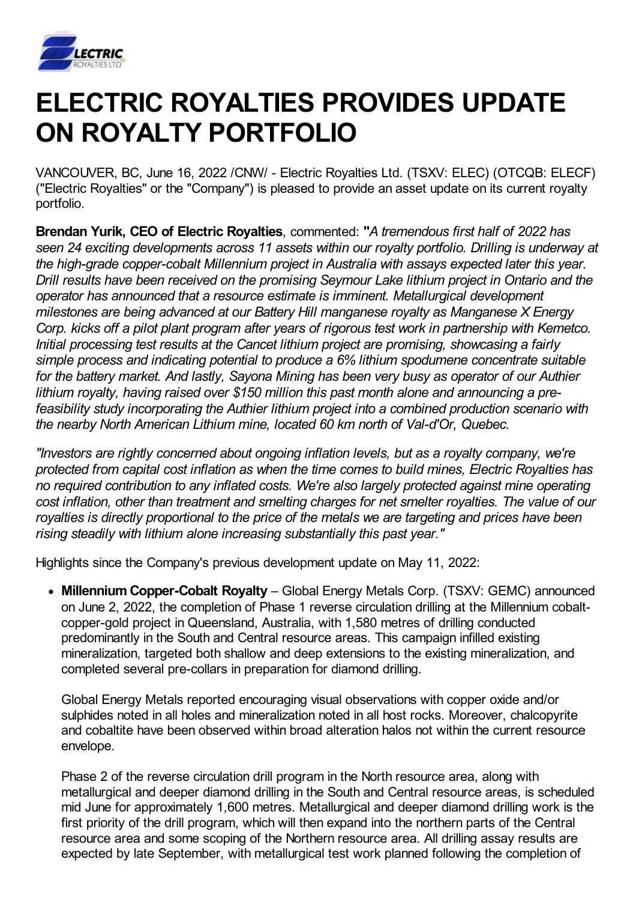# ELECTRIC ROYALTIES PROVIDES UPDATE ON ROYALTY PORTFOLIO

VANCOUVER, BC, June 16, 2022 /CNW/ - Electric Royalties Ltd. (TSXV: ELEC) (OTCQB: ELECF) ("Electric Royalties" or the "Company") is pleased to provide an asset update on its current royalty portfolio.

**Brendan Yurik, CEO of Electric Royalties**, commented: **"***A tremendous first half of 2022 has seen 24 exciting developments across 11 assets within our royalty portfolio. Drilling is underway at the high-grade copper-cobalt Millennium project in Australia with assays expected later this year. Drill results have been received on the promising Seymour Lake lithium project in Ontario and the operator has announced that a resource estimate is imminent. Metallurgical development milestones are being advanced at our Battery Hill manganese royalty as Manganese X Energy Corp. kicks off a pilot plant program after years of rigorous test work in partnership with Kemetco. Initial processing test results at the Cancet lithium project are promising, showcasing a fairly simple process and indicating potential to produce a 6% lithium spodumene concentrate suitable for the battery market. And lastly, Sayona Mining has been very busy as operator of our Authier lithium royalty, having raised over $150 million this past month alone and announcing a pre-feasibility study incorporating the Authier lithium project into a combined production scenario with the nearby North American Lithium mine, located 60 km north of Val-d'Or, Quebec.*

*"Investors are rightly concerned about ongoing inflation levels, but as a royalty company, we're protected from capital cost inflation as when the time comes to build mines, Electric Royalties has no required contribution to any inflated costs. We're also largely protected against mine operating cost inflation, other than treatment and smelting charges for net smelter royalties. The value of our royalties is directly proportional to the price of the metals we are targeting and prices have been rising steadily with lithium alone increasing substantially this past year."*

Highlights since the Company's previous development update on May 11, 2022:

- **Millennium Copper-Cobalt Royalty** – Global Energy Metals Corp. (TSXV: GEMC) announced on June 2, 2022, the completion of Phase 1 reverse circulation drilling at the Millennium cobalt-copper-gold project in Queensland, Australia, with 1,580 metres of drilling conducted predominantly in the South and Central resource areas. This campaign infilled existing mineralization, targeted both shallow and deep extensions to the existing mineralization, and completed several pre-collars in preparation for diamond drilling.

  Global Energy Metals reported encouraging visual observations with copper oxide and/or sulphides noted in all holes and mineralization noted in all host rocks. Moreover, chalcopyrite and cobaltite have been observed within broad alteration halos not within the current resource envelope.

  Phase 2 of the reverse circulation drill program in the North resource area, along with metallurgical and deeper diamond drilling in the South and Central resource areas, is scheduled mid June for approximately 1,600 metres. Metallurgical and deeper diamond drilling work is the first priority of the drill program, which will then expand into the northern parts of the Central resource area and some scoping of the Northern resource area. All drilling assay results are expected by late September, with metallurgical test work planned following the completion of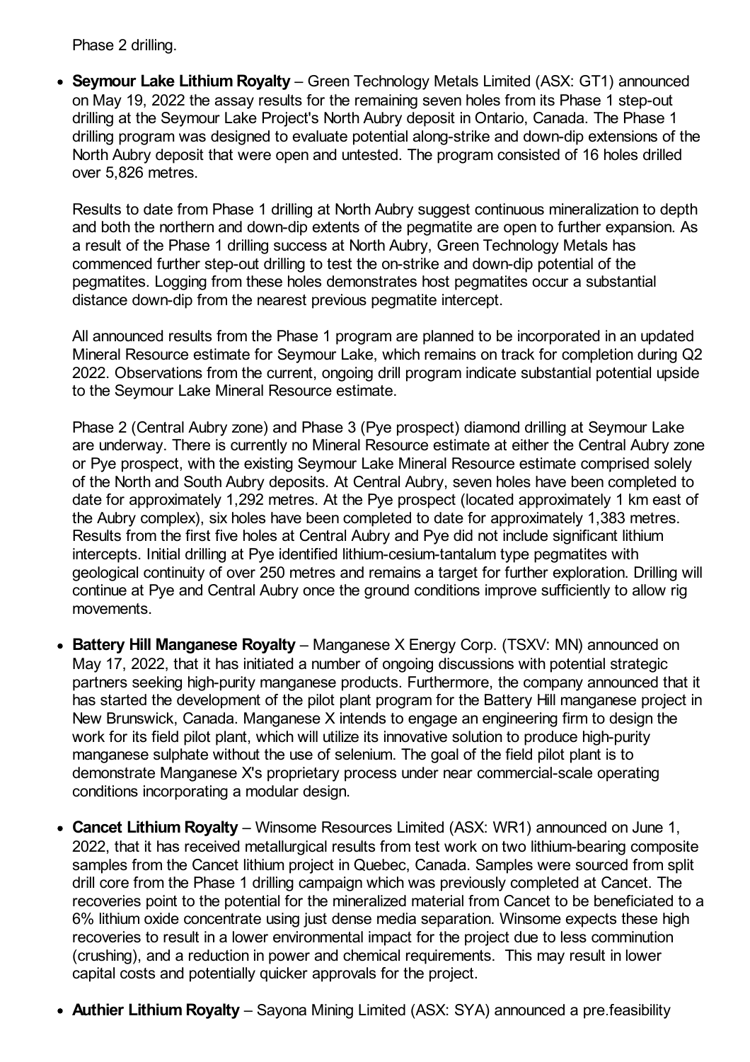Phase 2 drilling.

- **Seymour Lake Lithium Royalty** – Green Technology Metals Limited (ASX: GT1) announced on May 19, 2022 the assay results for the remaining seven holes from its Phase 1 step-out drilling at the Seymour Lake Project's North Aubry deposit in Ontario, Canada. The Phase 1 drilling program was designed to evaluate potential along-strike and down-dip extensions of the North Aubry deposit that were open and untested. The program consisted of 16 holes drilled over 5,826 metres.

  Results to date from Phase 1 drilling at North Aubry suggest continuous mineralization to depth and both the northern and down-dip extents of the pegmatite are open to further expansion. As a result of the Phase 1 drilling success at North Aubry, Green Technology Metals has commenced further step-out drilling to test the on-strike and down-dip potential of the pegmatites. Logging from these holes demonstrates host pegmatites occur a substantial distance down-dip from the nearest previous pegmatite intercept.

  All announced results from the Phase 1 program are planned to be incorporated in an updated Mineral Resource estimate for Seymour Lake, which remains on track for completion during Q2 2022. Observations from the current, ongoing drill program indicate substantial potential upside to the Seymour Lake Mineral Resource estimate.

  Phase 2 (Central Aubry zone) and Phase 3 (Pye prospect) diamond drilling at Seymour Lake are underway. There is currently no Mineral Resource estimate at either the Central Aubry zone or Pye prospect, with the existing Seymour Lake Mineral Resource estimate comprised solely of the North and South Aubry deposits. At Central Aubry, seven holes have been completed to date for approximately 1,292 metres. At the Pye prospect (located approximately 1 km east of the Aubry complex), six holes have been completed to date for approximately 1,383 metres. Results from the first five holes at Central Aubry and Pye did not include significant lithium intercepts. Initial drilling at Pye identified lithium-cesium-tantalum type pegmatites with geological continuity of over 250 metres and remains a target for further exploration. Drilling will continue at Pye and Central Aubry once the ground conditions improve sufficiently to allow rig movements.

- **Battery Hill Manganese Royalty** – Manganese X Energy Corp. (TSXV: MN) announced on May 17, 2022, that it has initiated a number of ongoing discussions with potential strategic partners seeking high-purity manganese products. Furthermore, the company announced that it has started the development of the pilot plant program for the Battery Hill manganese project in New Brunswick, Canada. Manganese X intends to engage an engineering firm to design the work for its field pilot plant, which will utilize its innovative solution to produce high-purity manganese sulphate without the use of selenium. The goal of the field pilot plant is to demonstrate Manganese X's proprietary process under near commercial-scale operating conditions incorporating a modular design.

- **Cancet Lithium Royalty** – Winsome Resources Limited (ASX: WR1) announced on June 1, 2022, that it has received metallurgical results from test work on two lithium-bearing composite samples from the Cancet lithium project in Quebec, Canada. Samples were sourced from split drill core from the Phase 1 drilling campaign which was previously completed at Cancet. The recoveries point to the potential for the mineralized material from Cancet to be beneficiated to a 6% lithium oxide concentrate using just dense media separation. Winsome expects these high recoveries to result in a lower environmental impact for the project due to less comminution (crushing), and a reduction in power and chemical requirements. This may result in lower capital costs and potentially quicker approvals for the project.

- **Authier Lithium Royalty** – Sayona Mining Limited (ASX: SYA) announced a pre.feasibility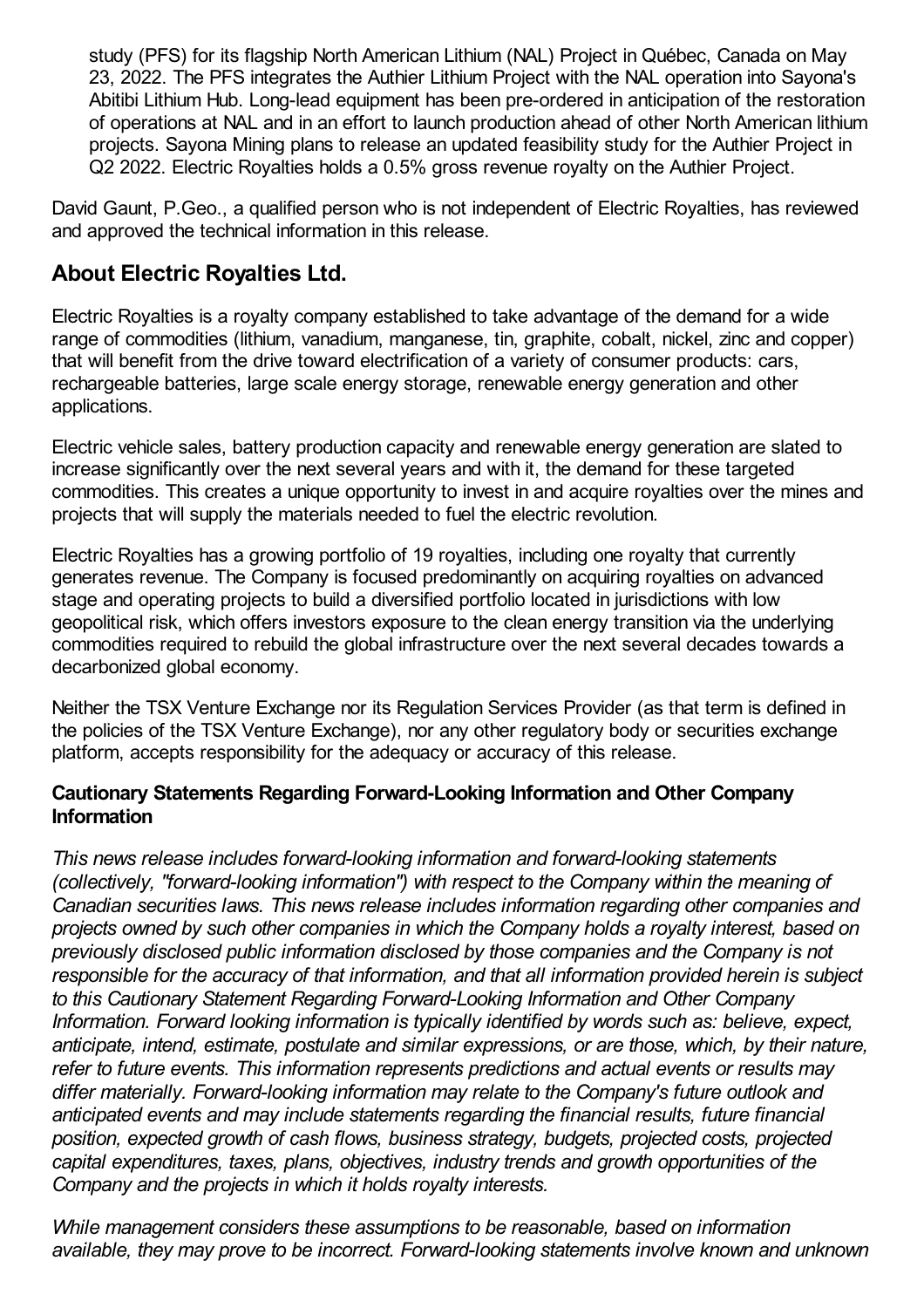study (PFS) for its flagship North American Lithium (NAL) Project in Québec, Canada on May 23, 2022. The PFS integrates the Authier Lithium Project with the NAL operation into Sayona's Abitibi Lithium Hub. Long-lead equipment has been pre-ordered in anticipation of the restoration of operations at NAL and in an effort to launch production ahead of other North American lithium projects. Sayona Mining plans to release an updated feasibility study for the Authier Project in Q2 2022. Electric Royalties holds a 0.5% gross revenue royalty on the Authier Project.

David Gaunt, P.Geo., a qualified person who is not independent of Electric Royalties, has reviewed and approved the technical information in this release.

## About Electric Royalties Ltd.

Electric Royalties is a royalty company established to take advantage of the demand for a wide range of commodities (lithium, vanadium, manganese, tin, graphite, cobalt, nickel, zinc and copper) that will benefit from the drive toward electrification of a variety of consumer products: cars, rechargeable batteries, large scale energy storage, renewable energy generation and other applications.

Electric vehicle sales, battery production capacity and renewable energy generation are slated to increase significantly over the next several years and with it, the demand for these targeted commodities. This creates a unique opportunity to invest in and acquire royalties over the mines and projects that will supply the materials needed to fuel the electric revolution.

Electric Royalties has a growing portfolio of 19 royalties, including one royalty that currently generates revenue. The Company is focused predominantly on acquiring royalties on advanced stage and operating projects to build a diversified portfolio located in jurisdictions with low geopolitical risk, which offers investors exposure to the clean energy transition via the underlying commodities required to rebuild the global infrastructure over the next several decades towards a decarbonized global economy.

Neither the TSX Venture Exchange nor its Regulation Services Provider (as that term is defined in the policies of the TSX Venture Exchange), nor any other regulatory body or securities exchange platform, accepts responsibility for the adequacy or accuracy of this release.

### Cautionary Statements Regarding Forward-Looking Information and Other Company Information

*This news release includes forward-looking information and forward-looking statements (collectively, "forward-looking information") with respect to the Company within the meaning of Canadian securities laws. This news release includes information regarding other companies and projects owned by such other companies in which the Company holds a royalty interest, based on previously disclosed public information disclosed by those companies and the Company is not responsible for the accuracy of that information, and that all information provided herein is subject to this Cautionary Statement Regarding Forward-Looking Information and Other Company Information. Forward looking information is typically identified by words such as: believe, expect, anticipate, intend, estimate, postulate and similar expressions, or are those, which, by their nature, refer to future events. This information represents predictions and actual events or results may differ materially. Forward-looking information may relate to the Company's future outlook and anticipated events and may include statements regarding the financial results, future financial position, expected growth of cash flows, business strategy, budgets, projected costs, projected capital expenditures, taxes, plans, objectives, industry trends and growth opportunities of the Company and the projects in which it holds royalty interests.*

*While management considers these assumptions to be reasonable, based on information available, they may prove to be incorrect. Forward-looking statements involve known and unknown*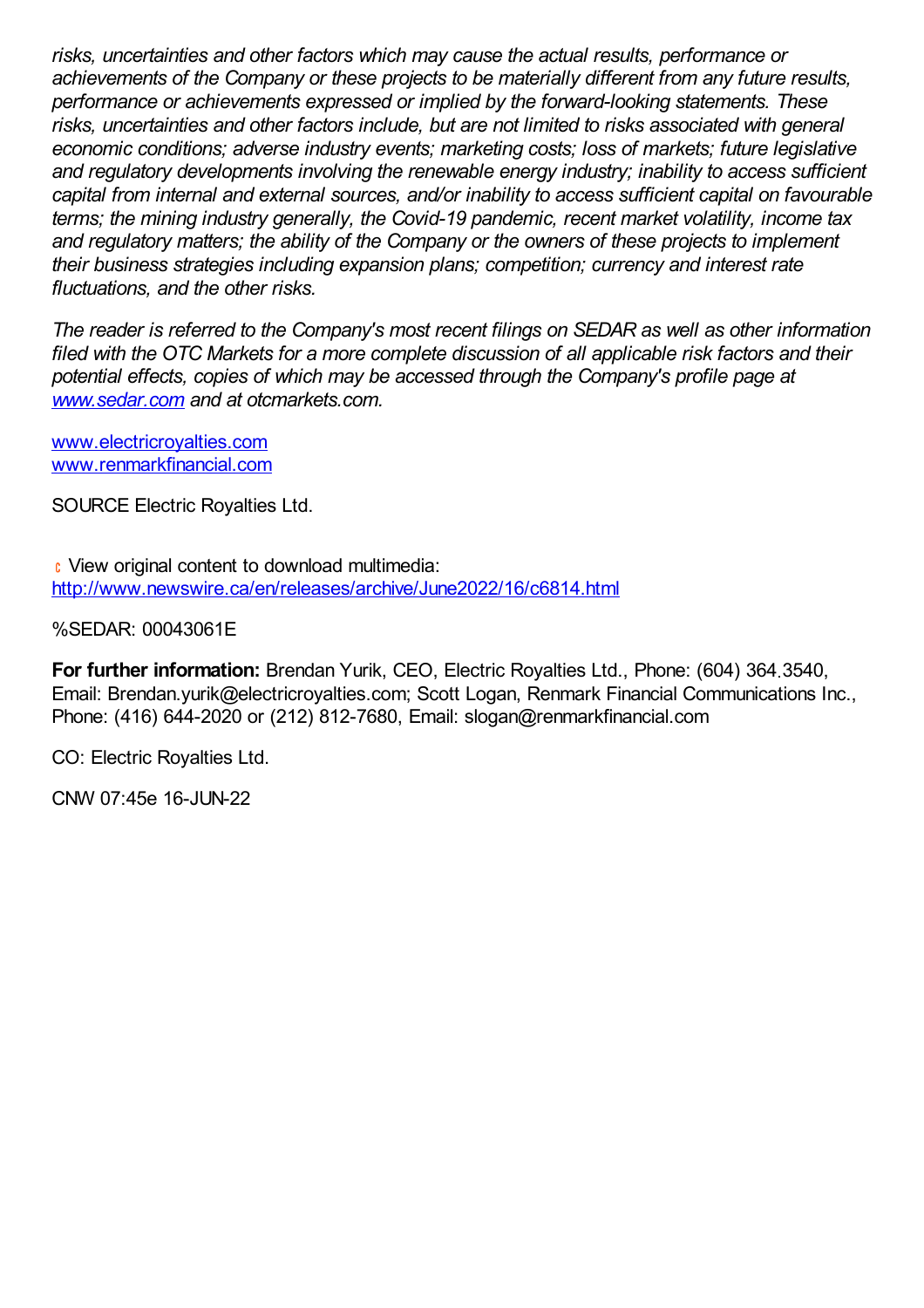*risks, uncertainties and other factors which may cause the actual results, performance or achievements of the Company or these projects to be materially different from any future results, performance or achievements expressed or implied by the forward-looking statements. These risks, uncertainties and other factors include, but are not limited to risks associated with general economic conditions; adverse industry events; marketing costs; loss of markets; future legislative and regulatory developments involving the renewable energy industry; inability to access sufficient capital from internal and external sources, and/or inability to access sufficient capital on favourable terms; the mining industry generally, the Covid-19 pandemic, recent market volatility, income tax and regulatory matters; the ability of the Company or the owners of these projects to implement their business strategies including expansion plans; competition; currency and interest rate fluctuations, and the other risks.*

*The reader is referred to the Company's most recent filings on SEDAR as well as other information filed with the OTC Markets for a more complete discussion of all applicable risk factors and their potential effects, copies of which may be accessed through the Company's profile page at [www.sedar.com](http://www.sedar.com) and at otcmarkets.com.*

[www.electricroyalties.com](http://www.electricroyalties.com)
[www.renmarkfinancial.com](http://www.renmarkfinancial.com)

SOURCE Electric Royalties Ltd.

View original content to download multimedia: [http://www.newswire.ca/en/releases/archive/June2022/16/c6814.html](http://www.newswire.ca/en/releases/archive/June2022/16/c6814.html)

%SEDAR: 00043061E

**For further information:** Brendan Yurik, CEO, Electric Royalties Ltd., Phone: (604) 364.3540, Email: Brendan.yurik@electricroyalties.com; Scott Logan, Renmark Financial Communications Inc., Phone: (416) 644-2020 or (212) 812-7680, Email: slogan@renmarkfinancial.com

CO: Electric Royalties Ltd.

CNW 07:45e 16-JUN-22